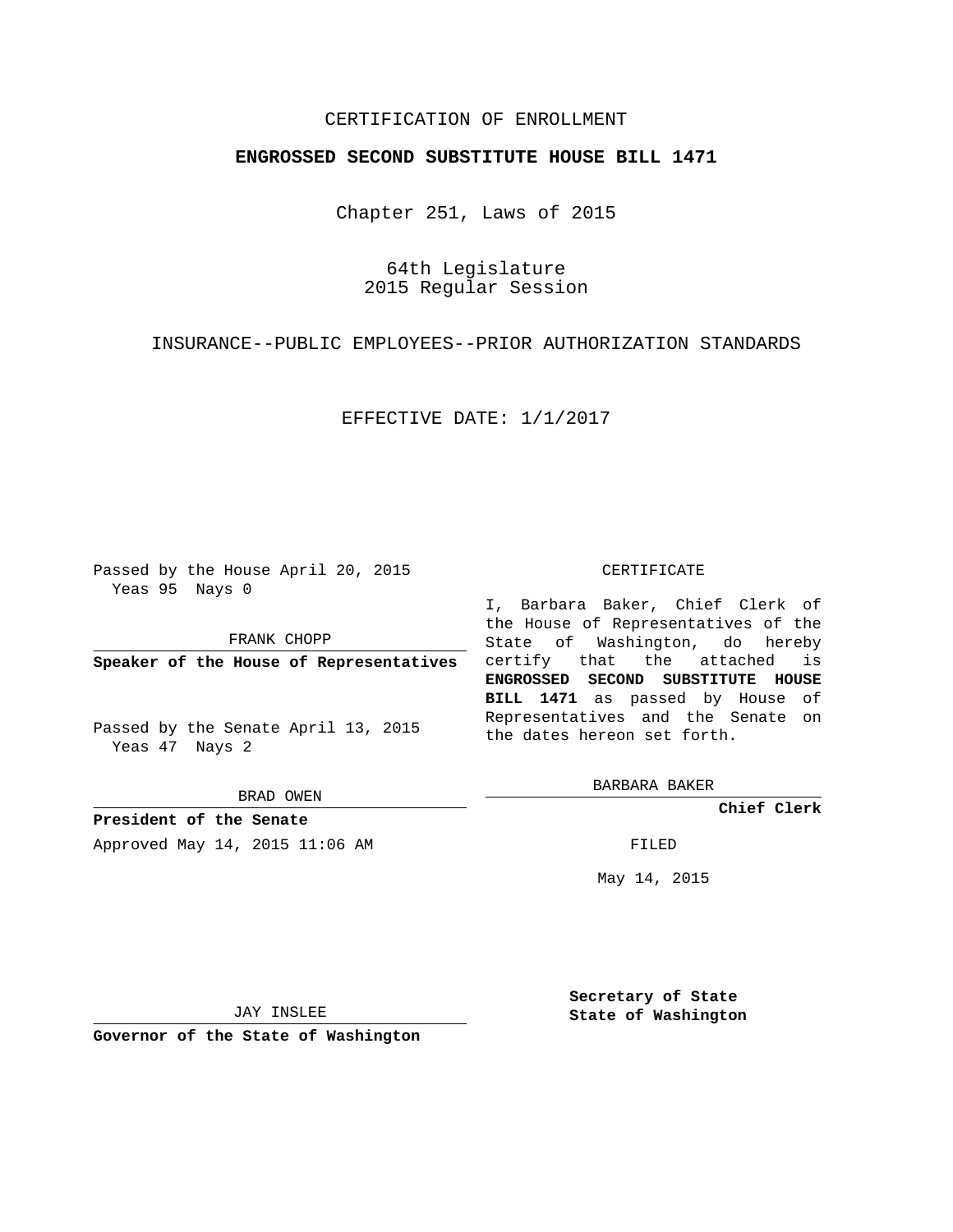CERTIFICATION OF ENROLLMENT

**ENGROSSED SECOND SUBSTITUTE HOUSE BILL 1471**

Chapter 251, Laws of 2015

64th Legislature
2015 Regular Session

INSURANCE--PUBLIC EMPLOYEES--PRIOR AUTHORIZATION STANDARDS

EFFECTIVE DATE: 1/1/2017

Passed by the House April 20, 2015
Yeas 95 Nays 0

FRANK CHOPP

**Speaker of the House of Representatives**

Passed by the Senate April 13, 2015
Yeas 47 Nays 2

BRAD OWEN

**President of the Senate**

Approved May 14, 2015 11:06 AM

JAY INSLEE

**Governor of the State of Washington**

CERTIFICATE

I, Barbara Baker, Chief Clerk of the House of Representatives of the State of Washington, do hereby certify that the attached is **ENGROSSED SECOND SUBSTITUTE HOUSE BILL 1471** as passed by House of Representatives and the Senate on the dates hereon set forth.

BARBARA BAKER

**Chief Clerk**

FILED

May 14, 2015

**Secretary of State**
**State of Washington**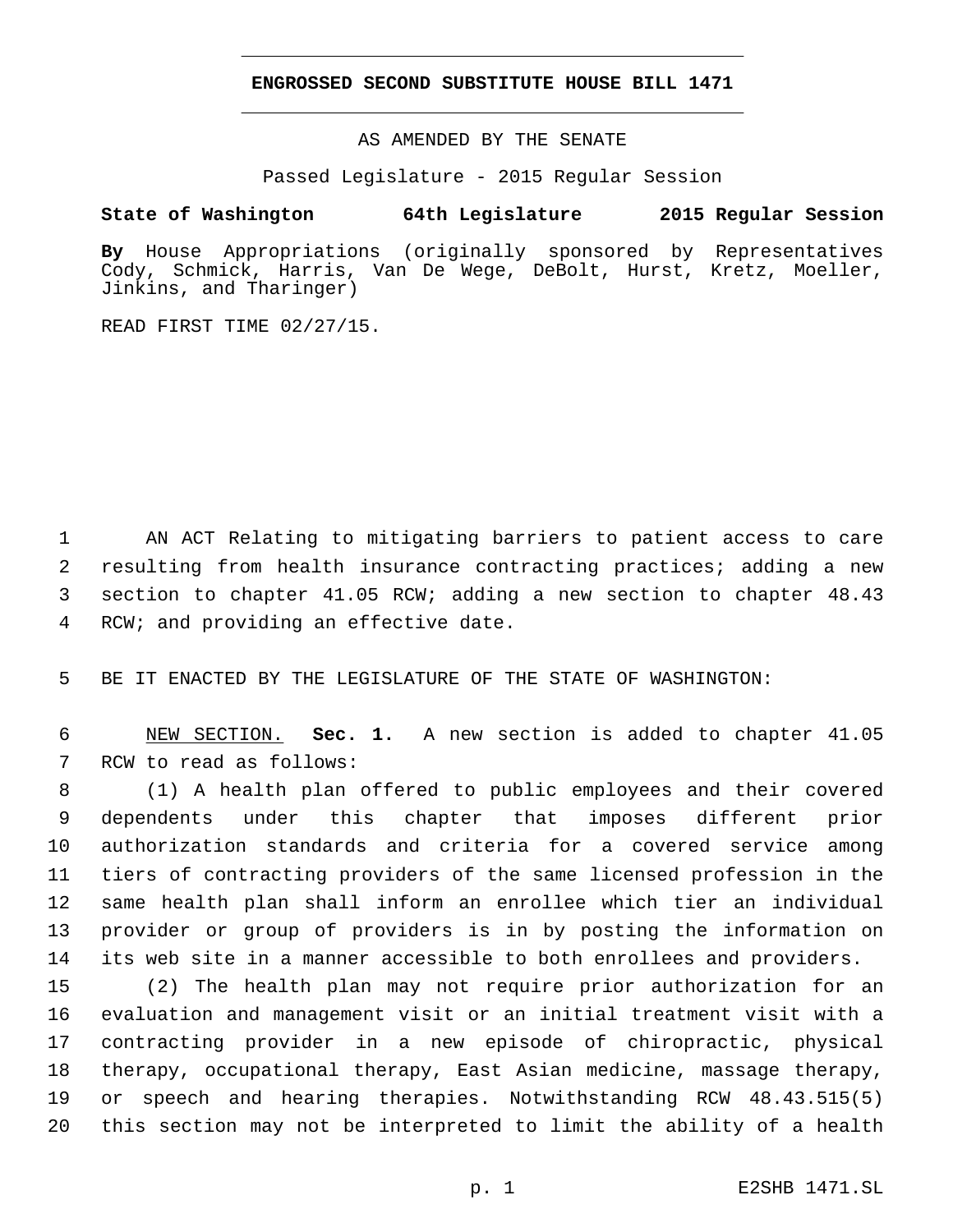# ENGROSSED SECOND SUBSTITUTE HOUSE BILL 1471

AS AMENDED BY THE SENATE

Passed Legislature - 2015 Regular Session

**State of Washington 64th Legislature 2015 Regular Session**

**By** House Appropriations (originally sponsored by Representatives Cody, Schmick, Harris, Van De Wege, DeBolt, Hurst, Kretz, Moeller, Jinkins, and Tharinger)

READ FIRST TIME 02/27/15.

AN ACT Relating to mitigating barriers to patient access to care resulting from health insurance contracting practices; adding a new section to chapter 41.05 RCW; adding a new section to chapter 48.43 RCW; and providing an effective date.

BE IT ENACTED BY THE LEGISLATURE OF THE STATE OF WASHINGTON:

NEW SECTION. **Sec. 1.** A new section is added to chapter 41.05 RCW to read as follows:

(1) A health plan offered to public employees and their covered dependents under this chapter that imposes different prior authorization standards and criteria for a covered service among tiers of contracting providers of the same licensed profession in the same health plan shall inform an enrollee which tier an individual provider or group of providers is in by posting the information on its web site in a manner accessible to both enrollees and providers.

(2) The health plan may not require prior authorization for an evaluation and management visit or an initial treatment visit with a contracting provider in a new episode of chiropractic, physical therapy, occupational therapy, East Asian medicine, massage therapy, or speech and hearing therapies. Notwithstanding RCW 48.43.515(5) this section may not be interpreted to limit the ability of a health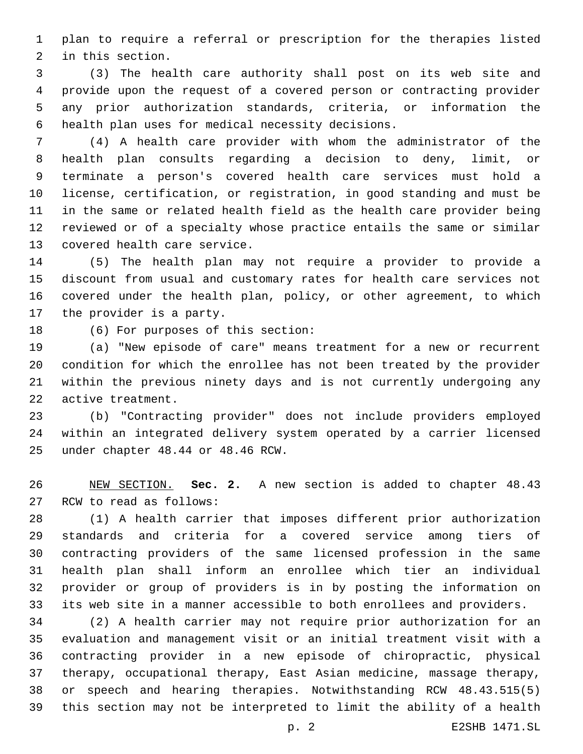plan to require a referral or prescription for the therapies listed in this section.

(3) The health care authority shall post on its web site and provide upon the request of a covered person or contracting provider any prior authorization standards, criteria, or information the health plan uses for medical necessity decisions.

(4) A health care provider with whom the administrator of the health plan consults regarding a decision to deny, limit, or terminate a person's covered health care services must hold a license, certification, or registration, in good standing and must be in the same or related health field as the health care provider being reviewed or of a specialty whose practice entails the same or similar covered health care service.

(5) The health plan may not require a provider to provide a discount from usual and customary rates for health care services not covered under the health plan, policy, or other agreement, to which the provider is a party.

(6) For purposes of this section:

(a) "New episode of care" means treatment for a new or recurrent condition for which the enrollee has not been treated by the provider within the previous ninety days and is not currently undergoing any active treatment.

(b) "Contracting provider" does not include providers employed within an integrated delivery system operated by a carrier licensed under chapter 48.44 or 48.46 RCW.

NEW SECTION. **Sec. 2.** A new section is added to chapter 48.43 RCW to read as follows:

(1) A health carrier that imposes different prior authorization standards and criteria for a covered service among tiers of contracting providers of the same licensed profession in the same health plan shall inform an enrollee which tier an individual provider or group of providers is in by posting the information on its web site in a manner accessible to both enrollees and providers.

(2) A health carrier may not require prior authorization for an evaluation and management visit or an initial treatment visit with a contracting provider in a new episode of chiropractic, physical therapy, occupational therapy, East Asian medicine, massage therapy, or speech and hearing therapies. Notwithstanding RCW 48.43.515(5) this section may not be interpreted to limit the ability of a health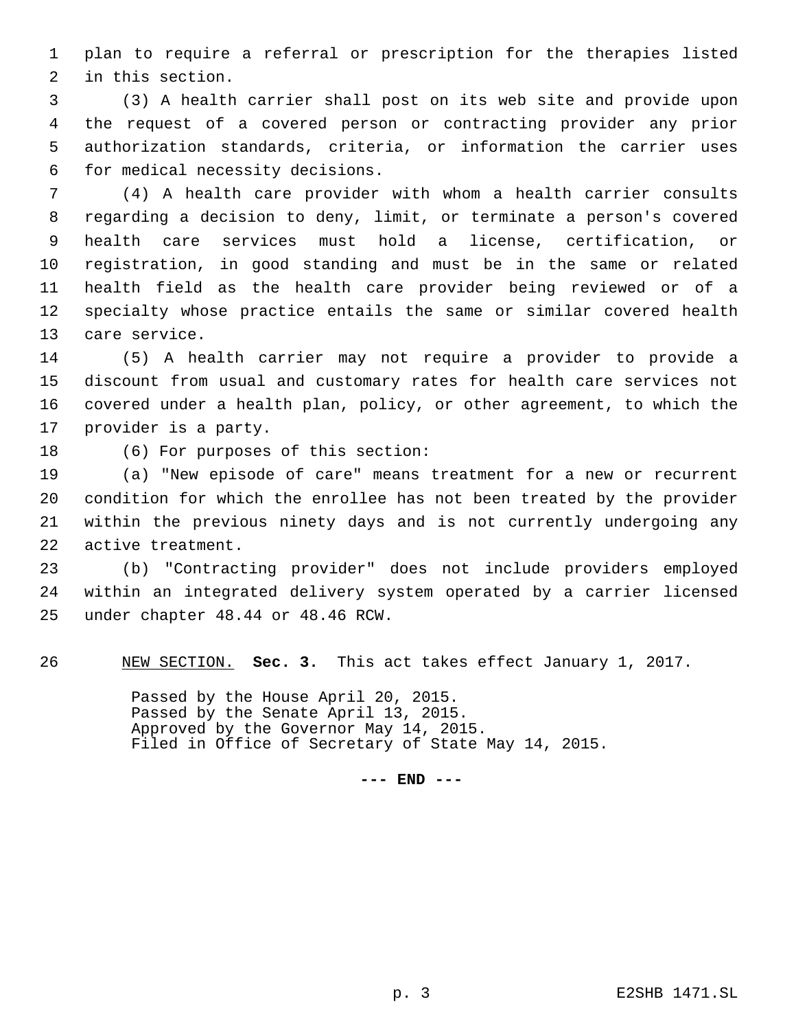plan to require a referral or prescription for the therapies listed in this section.

(3) A health carrier shall post on its web site and provide upon the request of a covered person or contracting provider any prior authorization standards, criteria, or information the carrier uses for medical necessity decisions.

(4) A health care provider with whom a health carrier consults regarding a decision to deny, limit, or terminate a person's covered health care services must hold a license, certification, or registration, in good standing and must be in the same or related health field as the health care provider being reviewed or of a specialty whose practice entails the same or similar covered health care service.

(5) A health carrier may not require a provider to provide a discount from usual and customary rates for health care services not covered under a health plan, policy, or other agreement, to which the provider is a party.

(6) For purposes of this section:

(a) "New episode of care" means treatment for a new or recurrent condition for which the enrollee has not been treated by the provider within the previous ninety days and is not currently undergoing any active treatment.

(b) "Contracting provider" does not include providers employed within an integrated delivery system operated by a carrier licensed under chapter 48.44 or 48.46 RCW.

NEW SECTION. **Sec. 3.** This act takes effect January 1, 2017.

Passed by the House April 20, 2015.
Passed by the Senate April 13, 2015.
Approved by the Governor May 14, 2015.
Filed in Office of Secretary of State May 14, 2015.

**--- END ---**